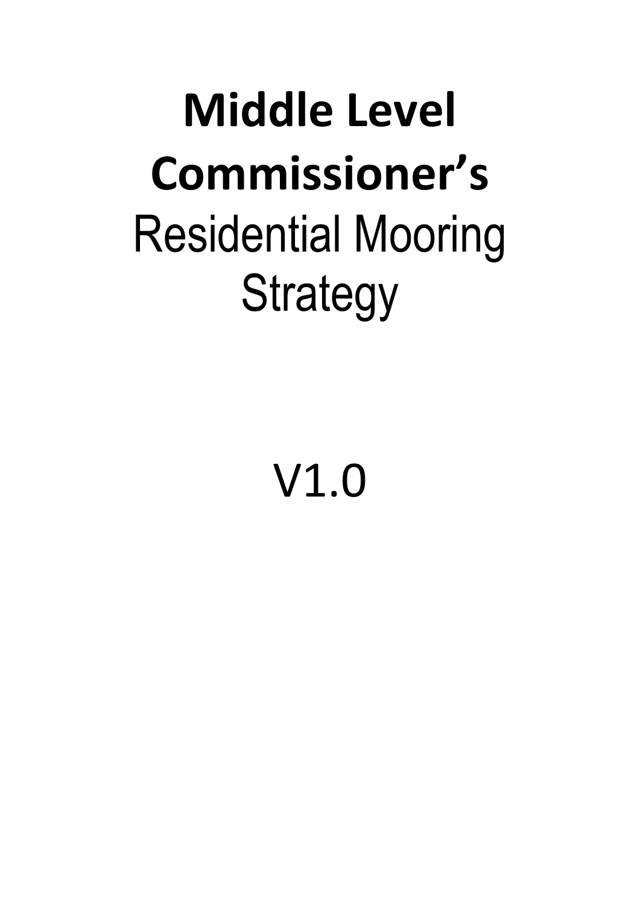# Middle Level Commissioner's

Residential Mooring Strategy

V1.0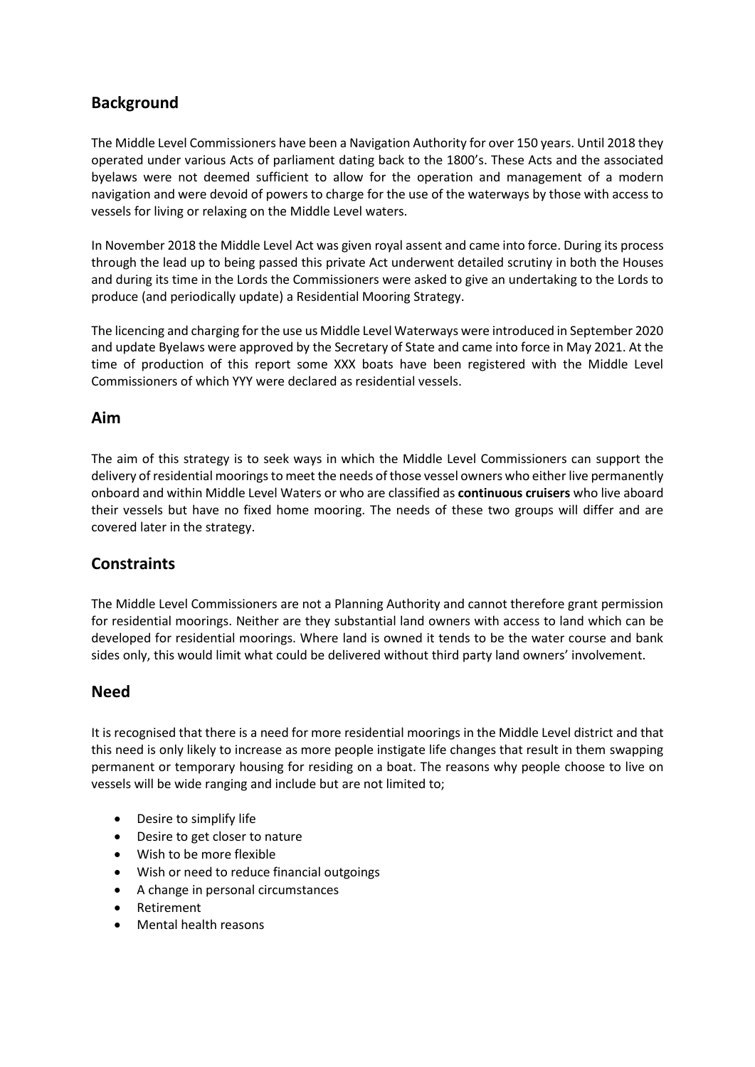## Background

The Middle Level Commissioners have been a Navigation Authority for over 150 years. Until 2018 they operated under various Acts of parliament dating back to the 1800's. These Acts and the associated byelaws were not deemed sufficient to allow for the operation and management of a modern navigation and were devoid of powers to charge for the use of the waterways by those with access to vessels for living or relaxing on the Middle Level waters.

In November 2018 the Middle Level Act was given royal assent and came into force. During its process through the lead up to being passed this private Act underwent detailed scrutiny in both the Houses and during its time in the Lords the Commissioners were asked to give an undertaking to the Lords to produce (and periodically update) a Residential Mooring Strategy.

The licencing and charging for the use us Middle Level Waterways were introduced in September 2020 and update Byelaws were approved by the Secretary of State and came into force in May 2021. At the time of production of this report some XXX boats have been registered with the Middle Level Commissioners of which YYY were declared as residential vessels.

## Aim

The aim of this strategy is to seek ways in which the Middle Level Commissioners can support the delivery of residential moorings to meet the needs of those vessel owners who either live permanently onboard and within Middle Level Waters or who are classified as **continuous cruisers** who live aboard their vessels but have no fixed home mooring. The needs of these two groups will differ and are covered later in the strategy.

## Constraints

The Middle Level Commissioners are not a Planning Authority and cannot therefore grant permission for residential moorings. Neither are they substantial land owners with access to land which can be developed for residential moorings. Where land is owned it tends to be the water course and bank sides only, this would limit what could be delivered without third party land owners' involvement.

## Need

It is recognised that there is a need for more residential moorings in the Middle Level district and that this need is only likely to increase as more people instigate life changes that result in them swapping permanent or temporary housing for residing on a boat. The reasons why people choose to live on vessels will be wide ranging and include but are not limited to;

- Desire to simplify life
- Desire to get closer to nature
- Wish to be more flexible
- Wish or need to reduce financial outgoings
- A change in personal circumstances
- Retirement
- Mental health reasons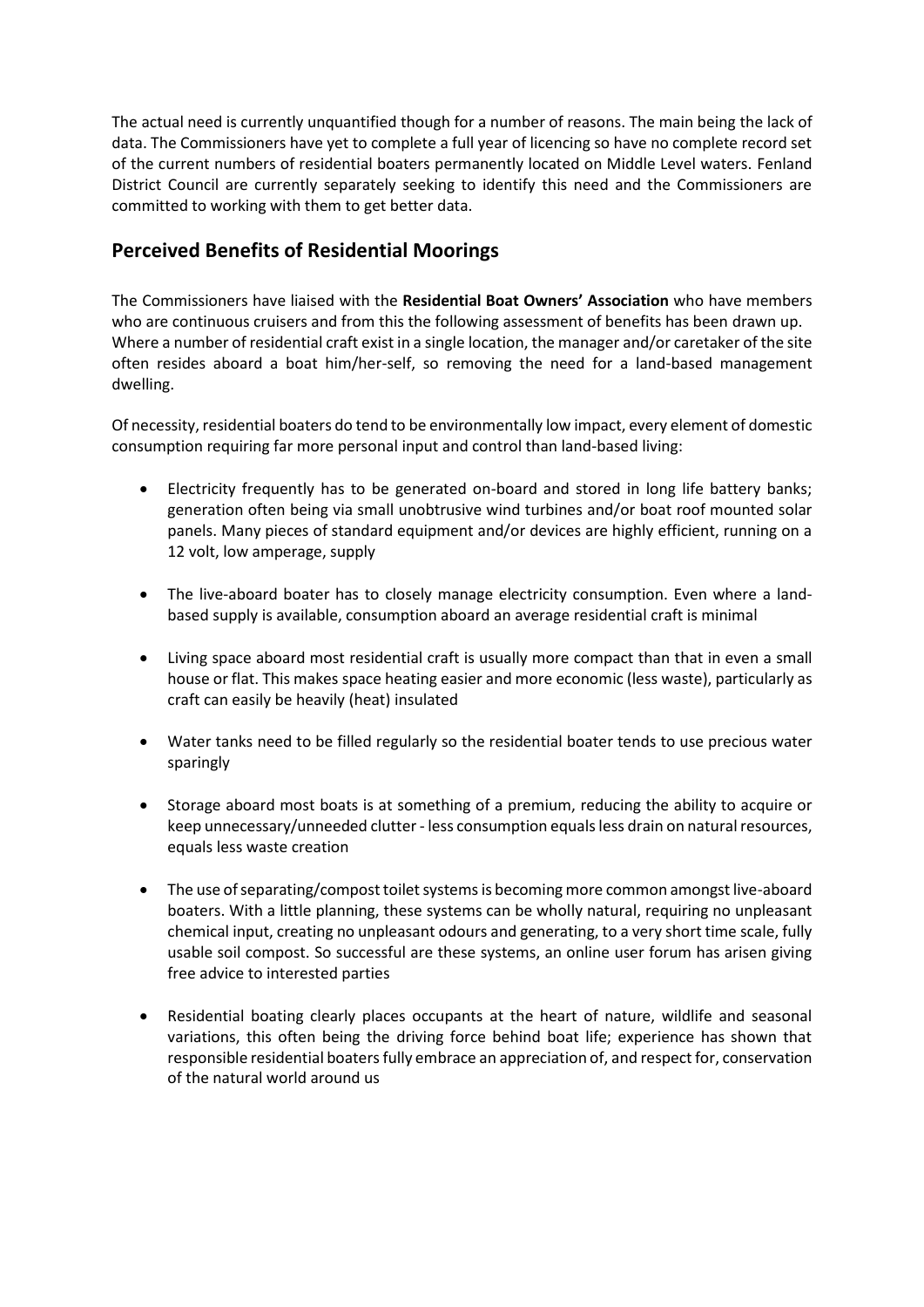The actual need is currently unquantified though for a number of reasons. The main being the lack of data. The Commissioners have yet to complete a full year of licencing so have no complete record set of the current numbers of residential boaters permanently located on Middle Level waters. Fenland District Council are currently separately seeking to identify this need and the Commissioners are committed to working with them to get better data.

## Perceived Benefits of Residential Moorings

The Commissioners have liaised with the **Residential Boat Owners' Association** who have members who are continuous cruisers and from this the following assessment of benefits has been drawn up. Where a number of residential craft exist in a single location, the manager and/or caretaker of the site often resides aboard a boat him/her-self, so removing the need for a land-based management dwelling.

Of necessity, residential boaters do tend to be environmentally low impact, every element of domestic consumption requiring far more personal input and control than land-based living:

- Electricity frequently has to be generated on-board and stored in long life battery banks; generation often being via small unobtrusive wind turbines and/or boat roof mounted solar panels. Many pieces of standard equipment and/or devices are highly efficient, running on a 12 volt, low amperage, supply
- The live-aboard boater has to closely manage electricity consumption. Even where a land-based supply is available, consumption aboard an average residential craft is minimal
- Living space aboard most residential craft is usually more compact than that in even a small house or flat. This makes space heating easier and more economic (less waste), particularly as craft can easily be heavily (heat) insulated
- Water tanks need to be filled regularly so the residential boater tends to use precious water sparingly
- Storage aboard most boats is at something of a premium, reducing the ability to acquire or keep unnecessary/unneeded clutter - less consumption equals less drain on natural resources, equals less waste creation
- The use of separating/compost toilet systems is becoming more common amongst live-aboard boaters. With a little planning, these systems can be wholly natural, requiring no unpleasant chemical input, creating no unpleasant odours and generating, to a very short time scale, fully usable soil compost. So successful are these systems, an online user forum has arisen giving free advice to interested parties
- Residential boating clearly places occupants at the heart of nature, wildlife and seasonal variations, this often being the driving force behind boat life; experience has shown that responsible residential boaters fully embrace an appreciation of, and respect for, conservation of the natural world around us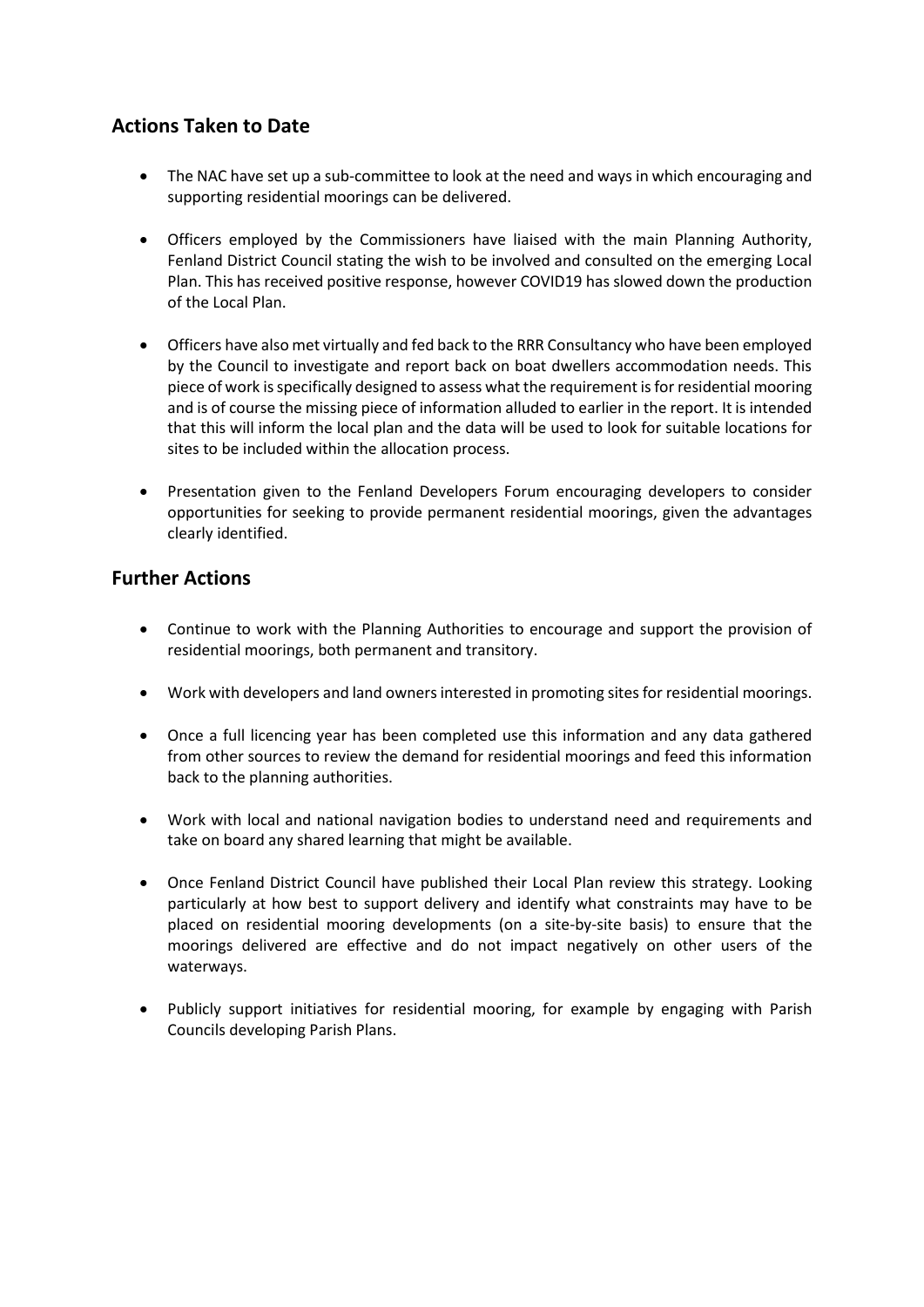## Actions Taken to Date

- The NAC have set up a sub-committee to look at the need and ways in which encouraging and supporting residential moorings can be delivered.
- Officers employed by the Commissioners have liaised with the main Planning Authority, Fenland District Council stating the wish to be involved and consulted on the emerging Local Plan. This has received positive response, however COVID19 has slowed down the production of the Local Plan.
- Officers have also met virtually and fed back to the RRR Consultancy who have been employed by the Council to investigate and report back on boat dwellers accommodation needs. This piece of work is specifically designed to assess what the requirement is for residential mooring and is of course the missing piece of information alluded to earlier in the report. It is intended that this will inform the local plan and the data will be used to look for suitable locations for sites to be included within the allocation process.
- Presentation given to the Fenland Developers Forum encouraging developers to consider opportunities for seeking to provide permanent residential moorings, given the advantages clearly identified.

## Further Actions

- Continue to work with the Planning Authorities to encourage and support the provision of residential moorings, both permanent and transitory.
- Work with developers and land owners interested in promoting sites for residential moorings.
- Once a full licencing year has been completed use this information and any data gathered from other sources to review the demand for residential moorings and feed this information back to the planning authorities.
- Work with local and national navigation bodies to understand need and requirements and take on board any shared learning that might be available.
- Once Fenland District Council have published their Local Plan review this strategy. Looking particularly at how best to support delivery and identify what constraints may have to be placed on residential mooring developments (on a site-by-site basis) to ensure that the moorings delivered are effective and do not impact negatively on other users of the waterways.
- Publicly support initiatives for residential mooring, for example by engaging with Parish Councils developing Parish Plans.